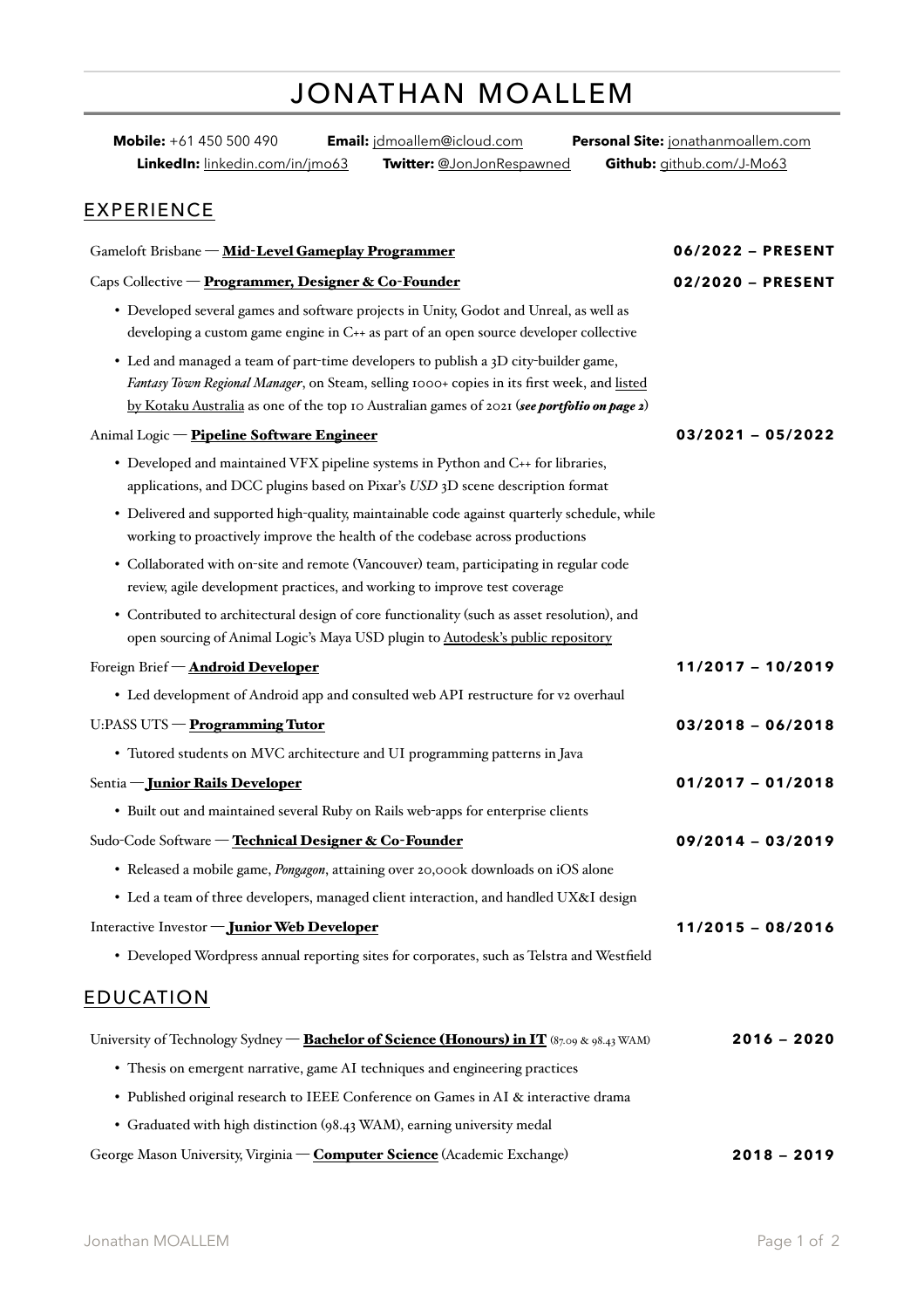# JONATHAN MOALLEM

**Mobile:** +61 450 500 490 **Email:** jdmoallem@icloud.com **Personal Site:** jonathanmoallem.com
**LinkedIn:** linkedin.com/in/jmo63 **Twitter:** @JonJonRespawned **Github:** github.com/J-Mo63

## EXPERIENCE

Gameloft Brisbane — **Mid-Level Gameplay Programmer** **06/2022 – PRESENT**

Caps Collective — **Programmer, Designer & Co-Founder** **02/2020 – PRESENT**

- Developed several games and software projects in Unity, Godot and Unreal, as well as developing a custom game engine in C++ as part of an open source developer collective
- Led and managed a team of part-time developers to publish a 3D city-builder game, *Fantasy Town Regional Manager*, on Steam, selling 1000+ copies in its first week, and listed by Kotaku Australia as one of the top 10 Australian games of 2021 (***see portfolio on page 2***)

Animal Logic — **Pipeline Software Engineer** **03/2021 – 05/2022**

- Developed and maintained VFX pipeline systems in Python and C++ for libraries, applications, and DCC plugins based on Pixar's *USD* 3D scene description format
- Delivered and supported high-quality, maintainable code against quarterly schedule, while working to proactively improve the health of the codebase across productions
- Collaborated with on-site and remote (Vancouver) team, participating in regular code review, agile development practices, and working to improve test coverage
- Contributed to architectural design of core functionality (such as asset resolution), and open sourcing of Animal Logic's Maya USD plugin to Autodesk's public repository

Foreign Brief — **Android Developer** **11/2017 – 10/2019**

- Led development of Android app and consulted web API restructure for v2 overhaul

U:PASS UTS — **Programming Tutor** **03/2018 – 06/2018**

- Tutored students on MVC architecture and UI programming patterns in Java

Sentia — **Junior Rails Developer** **01/2017 – 01/2018**

- Built out and maintained several Ruby on Rails web-apps for enterprise clients

Sudo-Code Software — **Technical Designer & Co-Founder** **09/2014 – 03/2019**

- Released a mobile game, *Pongagon*, attaining over 20,000k downloads on iOS alone
- Led a team of three developers, managed client interaction, and handled UX&I design

Interactive Investor — **Junior Web Developer** **11/2015 – 08/2016**

- Developed Wordpress annual reporting sites for corporates, such as Telstra and Westfield

## EDUCATION

University of Technology Sydney — **Bachelor of Science (Honours) in IT** (87.09 & 98.43 WAM) **2016 – 2020**

- Thesis on emergent narrative, game AI techniques and engineering practices
- Published original research to IEEE Conference on Games in AI & interactive drama
- Graduated with high distinction (98.43 WAM), earning university medal

George Mason University, Virginia — **Computer Science** (Academic Exchange) **2018 – 2019**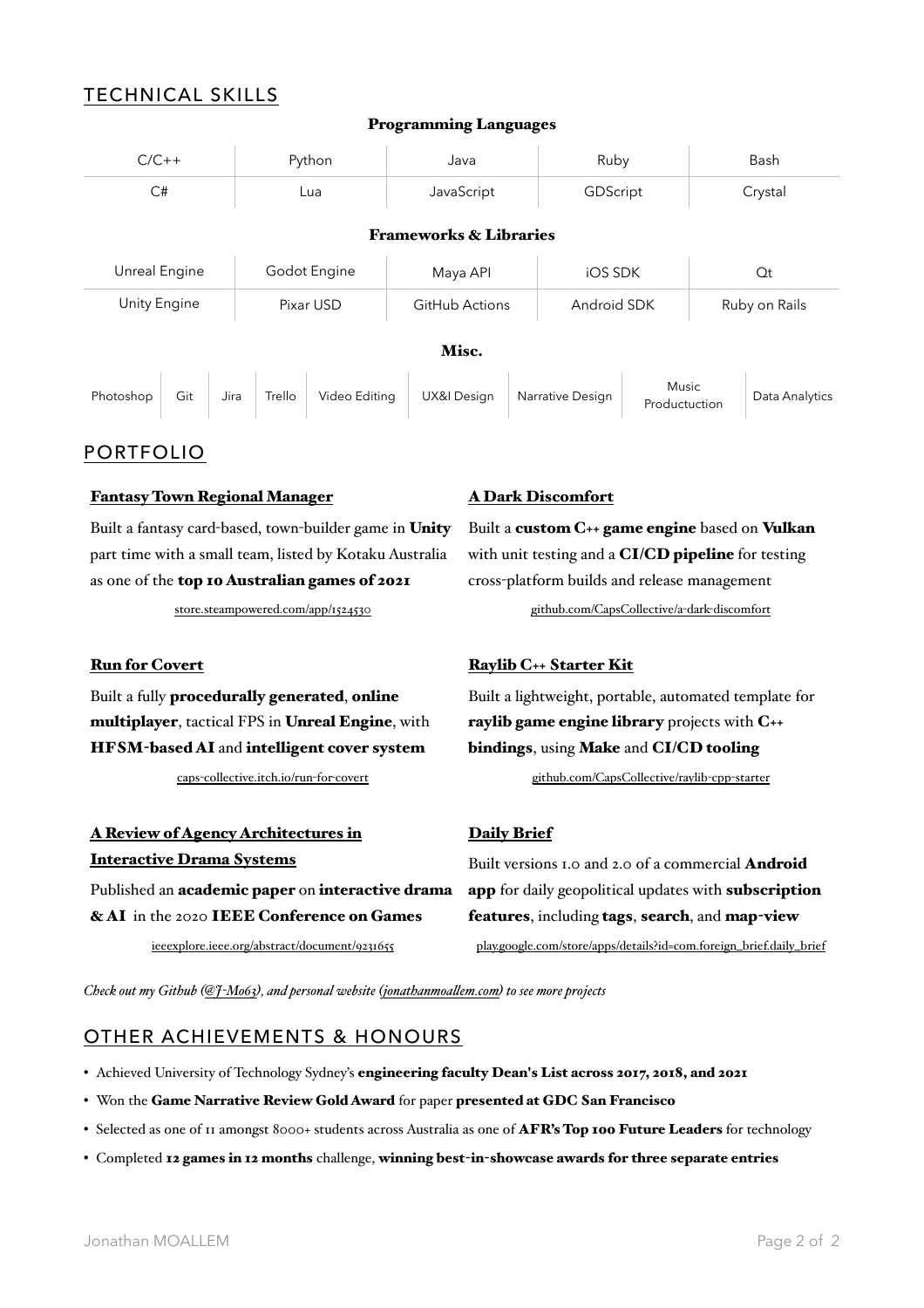## TECHNICAL SKILLS

### Programming Languages

| | | | | |
|---|---|---|---|---|
| C/C++ | Python | Java | Ruby | Bash |
| C# | Lua | JavaScript | GDScript | Crystal |

### Frameworks & Libraries

| | | | | |
|---|---|---|---|---|
| Unreal Engine | Godot Engine | Maya API | iOS SDK | Qt |
| Unity Engine | Pixar USD | GitHub Actions | Android SDK | Ruby on Rails |

### Misc.

| | | | | | | | | |
|---|---|---|---|---|---|---|---|---|
| Photoshop | Git | Jira | Trello | Video Editing | UX&I Design | Narrative Design | Music Productuction | Data Analytics |

## PORTFOLIO

**Fantasy Town Regional Manager**

Built a fantasy card-based, town-builder game in **Unity** part time with a small team, listed by Kotaku Australia as one of the **top 10 Australian games of 2021**

store.steampowered.com/app/1524530

**A Dark Discomfort**

Built a **custom C++ game engine** based on **Vulkan** with unit testing and a **CI/CD pipeline** for testing cross-platform builds and release management

github.com/CapsCollective/a-dark-discomfort

**Run for Covert**

Built a fully **procedurally generated**, **online multiplayer**, tactical FPS in **Unreal Engine**, with **HFSM-based AI** and **intelligent cover system**

caps-collective.itch.io/run-for-covert

**Raylib C++ Starter Kit**

Built a lightweight, portable, automated template for **raylib game engine library** projects with **C++ bindings**, using **Make** and **CI/CD tooling**

github.com/CapsCollective/raylib-cpp-starter

**A Review of Agency Architectures in Interactive Drama Systems**

Published an **academic paper** on **interactive drama & AI** in the 2020 **IEEE Conference on Games**

ieeexplore.ieee.org/abstract/document/9231655

**Daily Brief**

Built versions 1.0 and 2.0 of a commercial **Android app** for daily geopolitical updates with **subscription features**, including **tags**, **search**, and **map-view**

play.google.com/store/apps/details?id=com.foreign_brief.daily_brief

*Check out my Github (@J-Mo63), and personal website (jonathanmoallem.com) to see more projects*

## OTHER ACHIEVEMENTS & HONOURS

- Achieved University of Technology Sydney's **engineering faculty Dean's List across 2017, 2018, and 2021**
- Won the **Game Narrative Review Gold Award** for paper **presented at GDC San Francisco**
- Selected as one of 11 amongst 8000+ students across Australia as one of **AFR's Top 100 Future Leaders** for technology
- Completed **12 games in 12 months** challenge, **winning best-in-showcase awards for three separate entries**